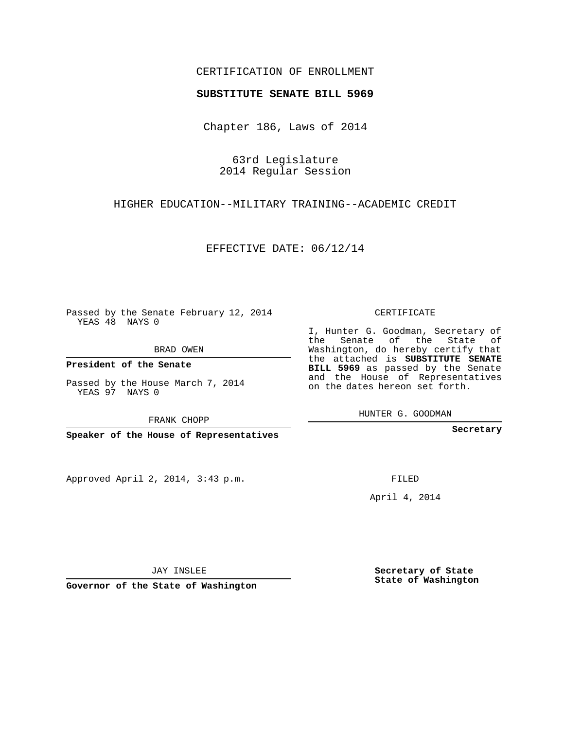CERTIFICATION OF ENROLLMENT

**SUBSTITUTE SENATE BILL 5969**

Chapter 186, Laws of 2014

63rd Legislature
2014 Regular Session

HIGHER EDUCATION--MILITARY TRAINING--ACADEMIC CREDIT

EFFECTIVE DATE: 06/12/14

Passed by the Senate February 12, 2014
YEAS 48 NAYS 0

BRAD OWEN

**President of the Senate**

Passed by the House March 7, 2014
YEAS 97 NAYS 0

FRANK CHOPP

**Speaker of the House of Representatives**

CERTIFICATE

I, Hunter G. Goodman, Secretary of the Senate of the State of Washington, do hereby certify that the attached is **SUBSTITUTE SENATE BILL 5969** as passed by the Senate and the House of Representatives on the dates hereon set forth.

HUNTER G. GOODMAN

**Secretary**

Approved April 2, 2014, 3:43 p.m.

FILED

April 4, 2014

JAY INSLEE

**Governor of the State of Washington**

**Secretary of State**
**State of Washington**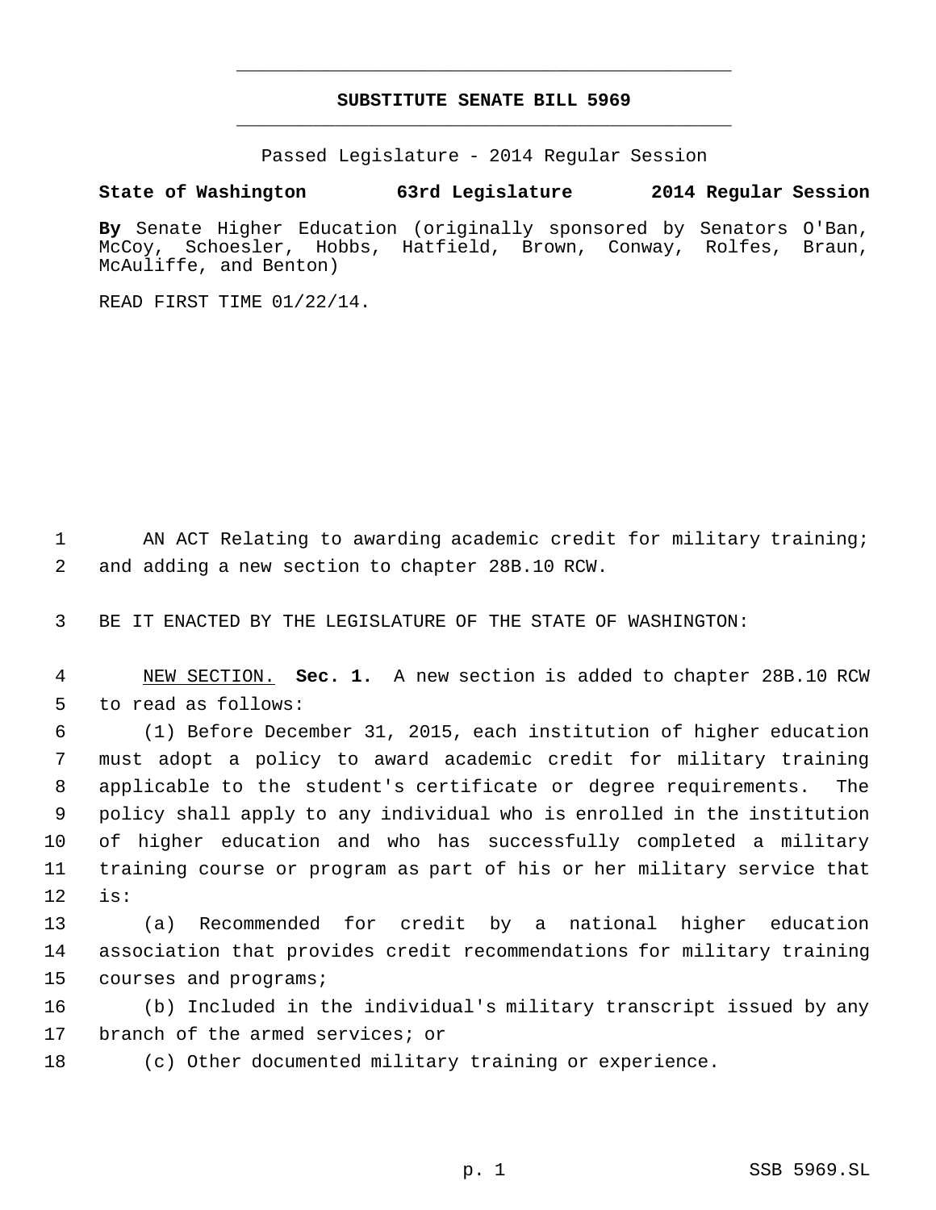# SUBSTITUTE SENATE BILL 5969

Passed Legislature - 2014 Regular Session

**State of Washington 63rd Legislature 2014 Regular Session**

**By** Senate Higher Education (originally sponsored by Senators O'Ban, McCoy, Schoesler, Hobbs, Hatfield, Brown, Conway, Rolfes, Braun, McAuliffe, and Benton)

READ FIRST TIME 01/22/14.

AN ACT Relating to awarding academic credit for military training; and adding a new section to chapter 28B.10 RCW.

BE IT ENACTED BY THE LEGISLATURE OF THE STATE OF WASHINGTON:

NEW SECTION. **Sec. 1.** A new section is added to chapter 28B.10 RCW to read as follows:

(1) Before December 31, 2015, each institution of higher education must adopt a policy to award academic credit for military training applicable to the student's certificate or degree requirements. The policy shall apply to any individual who is enrolled in the institution of higher education and who has successfully completed a military training course or program as part of his or her military service that is:

(a) Recommended for credit by a national higher education association that provides credit recommendations for military training courses and programs;

(b) Included in the individual's military transcript issued by any branch of the armed services; or

(c) Other documented military training or experience.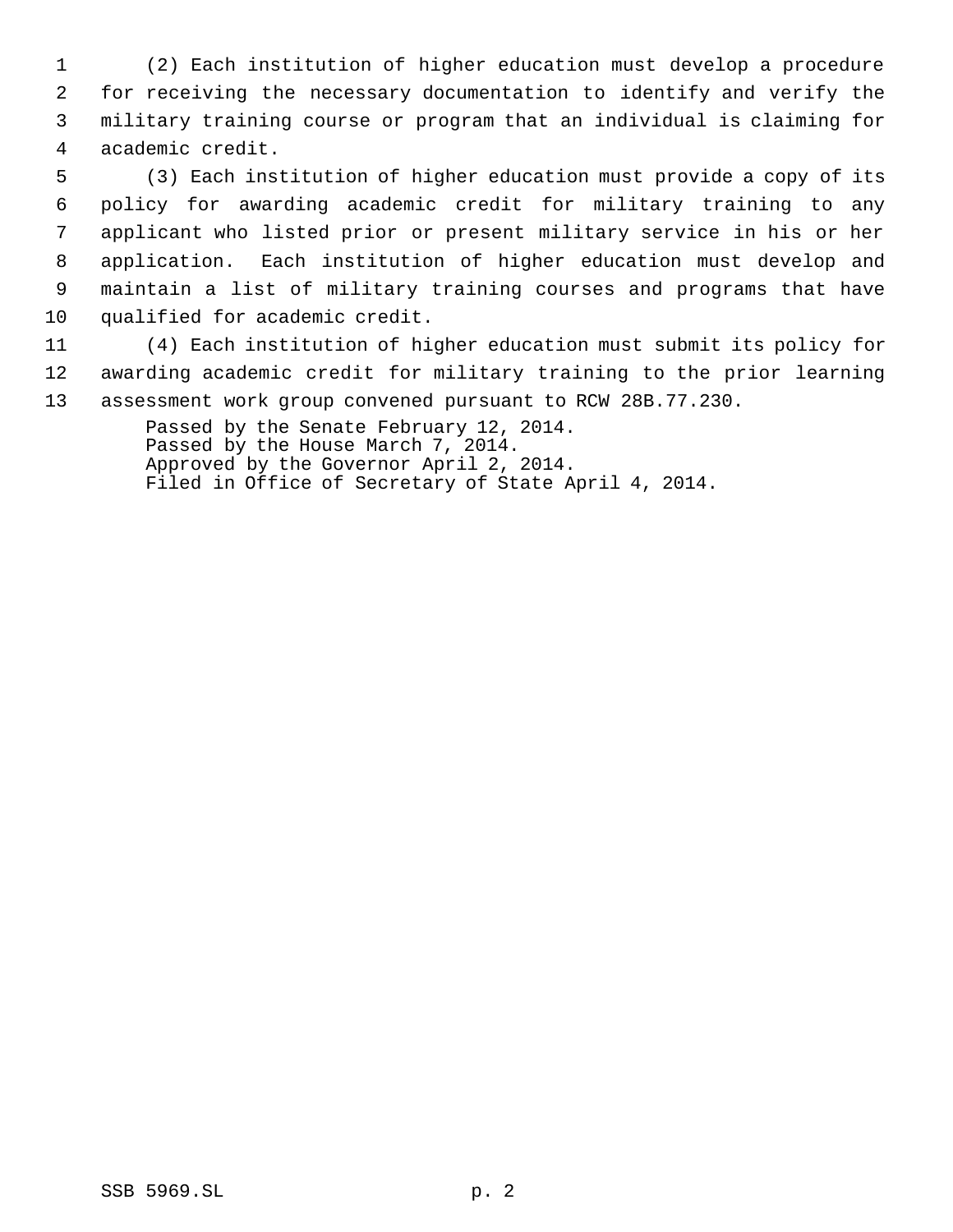(2) Each institution of higher education must develop a procedure for receiving the necessary documentation to identify and verify the military training course or program that an individual is claiming for academic credit.

(3) Each institution of higher education must provide a copy of its policy for awarding academic credit for military training to any applicant who listed prior or present military service in his or her application. Each institution of higher education must develop and maintain a list of military training courses and programs that have qualified for academic credit.

(4) Each institution of higher education must submit its policy for awarding academic credit for military training to the prior learning assessment work group convened pursuant to RCW 28B.77.230.

Passed by the Senate February 12, 2014.
Passed by the House March 7, 2014.
Approved by the Governor April 2, 2014.
Filed in Office of Secretary of State April 4, 2014.